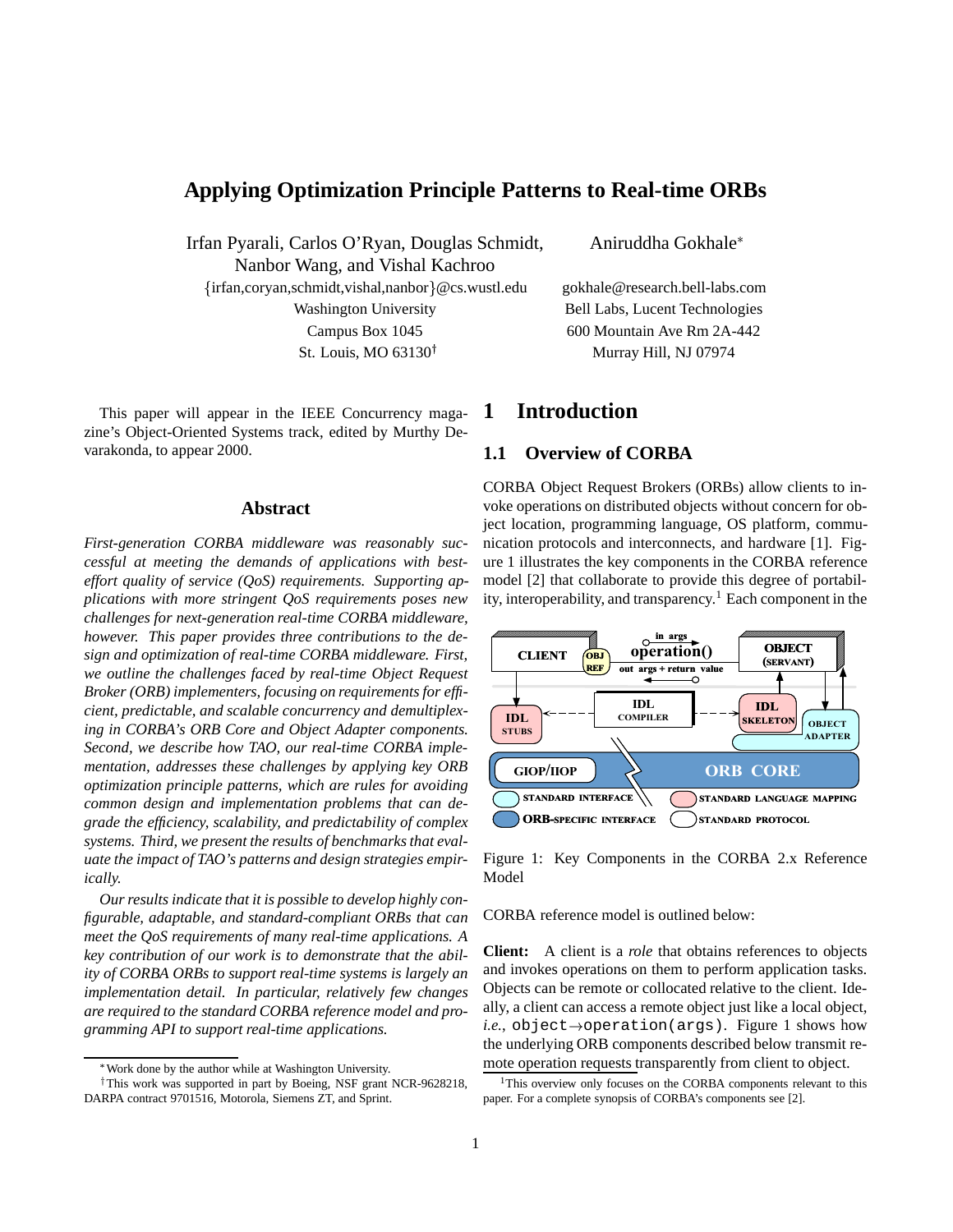# Applying Optimization Principle Patterns to Real-time ORBs

Irfan Pyarali, Carlos O'Ryan, Douglas Schmidt, Nanbor Wang, and Vishal Kachroo
{irfan,coryan,schmidt,vishal,nanbor}@cs.wustl.edu
Washington University
Campus Box 1045
St. Louis, MO 63130[†]

Aniruddha Gokhale[*]
gokhale@research.bell-labs.com
Bell Labs, Lucent Technologies
600 Mountain Ave Rm 2A-442
Murray Hill, NJ 07974

This paper will appear in the IEEE Concurrency magazine's Object-Oriented Systems track, edited by Murthy Devarakonda, to appear 2000.

## Abstract

*First-generation CORBA middleware was reasonably successful at meeting the demands of applications with best-effort quality of service (QoS) requirements. Supporting applications with more stringent QoS requirements poses new challenges for next-generation real-time CORBA middleware, however. This paper provides three contributions to the design and optimization of real-time CORBA middleware. First, we outline the challenges faced by real-time Object Request Broker (ORB) implementers, focusing on requirements for efficient, predictable, and scalable concurrency and demultiplexing in CORBA's ORB Core and Object Adapter components. Second, we describe how TAO, our real-time CORBA implementation, addresses these challenges by applying key ORB optimization principle patterns, which are rules for avoiding common design and implementation problems that can degrade the efficiency, scalability, and predictability of complex systems. Third, we present the results of benchmarks that evaluate the impact of TAO's patterns and design strategies empirically.*

*Our results indicate that it is possible to develop highly configurable, adaptable, and standard-compliant ORBs that can meet the QoS requirements of many real-time applications. A key contribution of our work is to demonstrate that the ability of CORBA ORBs to support real-time systems is largely an implementation detail. In particular, relatively few changes are required to the standard CORBA reference model and programming API to support real-time applications.*

[*] Work done by the author while at Washington University.

[†] This work was supported in part by Boeing, NSF grant NCR-9628218, DARPA contract 9701516, Motorola, Siemens ZT, and Sprint.

# 1 Introduction

## 1.1 Overview of CORBA

CORBA Object Request Brokers (ORBs) allow clients to invoke operations on distributed objects without concern for object location, programming language, OS platform, communication protocols and interconnects, and hardware [1]. Figure 1 illustrates the key components in the CORBA reference model [2] that collaborate to provide this degree of portability, interoperability, and transparency.[1] Each component in the CORBA reference model is outlined below:

Figure 1: Key Components in the CORBA 2.x Reference Model

**Client:** A client is a *role* that obtains references to objects and invokes operations on them to perform application tasks. Objects can be remote or collocated relative to the client. Ideally, a client can access a remote object just like a local object, *i.e.*, `object→operation(args)`. Figure 1 shows how the underlying ORB components described below transmit remote operation requests transparently from client to object.

[1] This overview only focuses on the CORBA components relevant to this paper. For a complete synopsis of CORBA's components see [2].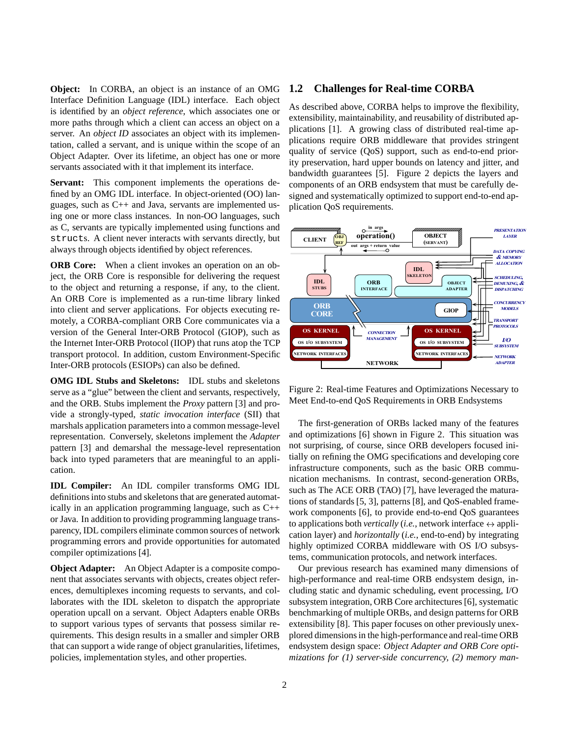**Object:** In CORBA, an object is an instance of an OMG Interface Definition Language (IDL) interface. Each object is identified by an *object reference*, which associates one or more paths through which a client can access an object on a server. An *object ID* associates an object with its implementation, called a servant, and is unique within the scope of an Object Adapter. Over its lifetime, an object has one or more servants associated with it that implement its interface.

**Servant:** This component implements the operations defined by an OMG IDL interface. In object-oriented (OO) languages, such as C++ and Java, servants are implemented using one or more class instances. In non-OO languages, such as C, servants are typically implemented using functions and `structs`. A client never interacts with servants directly, but always through objects identified by object references.

**ORB Core:** When a client invokes an operation on an object, the ORB Core is responsible for delivering the request to the object and returning a response, if any, to the client. An ORB Core is implemented as a run-time library linked into client and server applications. For objects executing remotely, a CORBA-compliant ORB Core communicates via a version of the General Inter-ORB Protocol (GIOP), such as the Internet Inter-ORB Protocol (IIOP) that runs atop the TCP transport protocol. In addition, custom Environment-Specific Inter-ORB protocols (ESIOPs) can also be defined.

**OMG IDL Stubs and Skeletons:** IDL stubs and skeletons serve as a "glue" between the client and servants, respectively, and the ORB. Stubs implement the *Proxy* pattern [3] and provide a strongly-typed, *static invocation interface* (SII) that marshals application parameters into a common message-level representation. Conversely, skeletons implement the *Adapter* pattern [3] and demarshal the message-level representation back into typed parameters that are meaningful to an application.

**IDL Compiler:** An IDL compiler transforms OMG IDL definitions into stubs and skeletons that are generated automatically in an application programming language, such as C++ or Java. In addition to providing programming language transparency, IDL compilers eliminate common sources of network programming errors and provide opportunities for automated compiler optimizations [4].

**Object Adapter:** An Object Adapter is a composite component that associates servants with objects, creates object references, demultiplexes incoming requests to servants, and collaborates with the IDL skeleton to dispatch the appropriate operation upcall on a servant. Object Adapters enable ORBs to support various types of servants that possess similar requirements. This design results in a smaller and simpler ORB that can support a wide range of object granularities, lifetimes, policies, implementation styles, and other properties.

## 1.2 Challenges for Real-time CORBA

As described above, CORBA helps to improve the flexibility, extensibility, maintainability, and reusability of distributed applications [1]. A growing class of distributed real-time applications require ORB middleware that provides stringent quality of service (QoS) support, such as end-to-end priority preservation, hard upper bounds on latency and jitter, and bandwidth guarantees [5]. Figure 2 depicts the layers and components of an ORB endsystem that must be carefully designed and systematically optimized to support end-to-end application QoS requirements.

Figure 2: Real-time Features and Optimizations Necessary to Meet End-to-end QoS Requirements in ORB Endsystems

The first-generation of ORBs lacked many of the features and optimizations [6] shown in Figure 2. This situation was not surprising, of course, since ORB developers focused initially on refining the OMG specifications and developing core infrastructure components, such as the basic ORB communication mechanisms. In contrast, second-generation ORBs, such as The ACE ORB (TAO) [7], have leveraged the maturations of standards [5, 3], patterns [8], and QoS-enabled framework components [6], to provide end-to-end QoS guarantees to applications both *vertically* (*i.e.*, network interface $\leftrightarrow$ application layer) and *horizontally* (*i.e.*, end-to-end) by integrating highly optimized CORBA middleware with OS I/O subsystems, communication protocols, and network interfaces.

Our previous research has examined many dimensions of high-performance and real-time ORB endsystem design, including static and dynamic scheduling, event processing, I/O subsystem integration, ORB Core architectures [6], systematic benchmarking of multiple ORBs, and design patterns for ORB extensibility [8]. This paper focuses on other previously unexplored dimensions in the high-performance and real-time ORB endsystem design space: *Object Adapter and ORB Core optimizations for (1) server-side concurrency, (2) memory man-*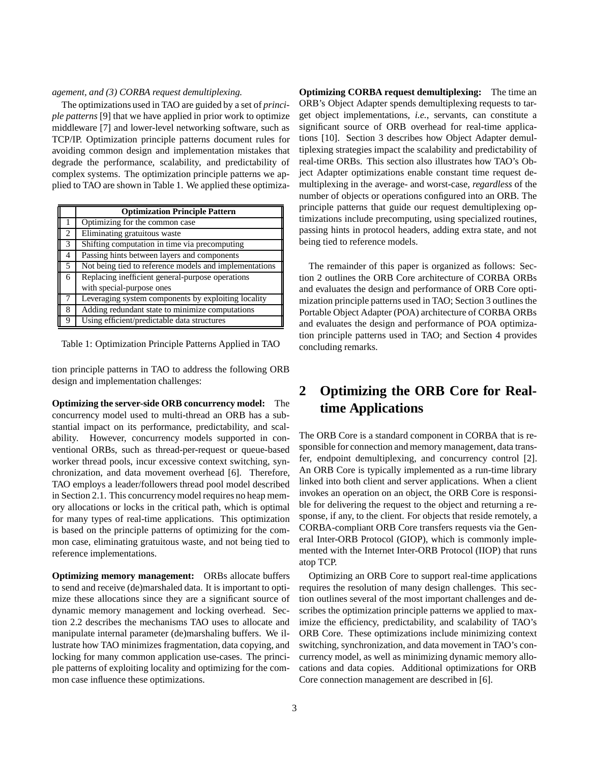*agement, and (3) CORBA request demultiplexing.*

The optimizations used in TAO are guided by a set of *principle patterns* [9] that we have applied in prior work to optimize middleware [7] and lower-level networking software, such as TCP/IP. Optimization principle patterns document rules for avoiding common design and implementation mistakes that degrade the performance, scalability, and predictability of complex systems. The optimization principle patterns we applied to TAO are shown in Table 1. We applied these optimization principle patterns in TAO to address the following ORB design and implementation challenges:

| | Optimization Principle Pattern |
|---|---|
| 1 | Optimizing for the common case |
| 2 | Eliminating gratuitous waste |
| 3 | Shifting computation in time via precomputing |
| 4 | Passing hints between layers and components |
| 5 | Not being tied to reference models and implementations |
| 6 | Replacing inefficient general-purpose operations with special-purpose ones |
| 7 | Leveraging system components by exploiting locality |
| 8 | Adding redundant state to minimize computations |
| 9 | Using efficient/predictable data structures |

Table 1: Optimization Principle Patterns Applied in TAO

**Optimizing the server-side ORB concurrency model:** The concurrency model used to multi-thread an ORB has a substantial impact on its performance, predictability, and scalability. However, concurrency models supported in conventional ORBs, such as thread-per-request or queue-based worker thread pools, incur excessive context switching, synchronization, and data movement overhead [6]. Therefore, TAO employs a leader/followers thread pool model described in Section 2.1. This concurrency model requires no heap memory allocations or locks in the critical path, which is optimal for many types of real-time applications. This optimization is based on the principle patterns of optimizing for the common case, eliminating gratuitous waste, and not being tied to reference implementations.

**Optimizing memory management:** ORBs allocate buffers to send and receive (de)marshaled data. It is important to optimize these allocations since they are a significant source of dynamic memory management and locking overhead. Section 2.2 describes the mechanisms TAO uses to allocate and manipulate internal parameter (de)marshaling buffers. We illustrate how TAO minimizes fragmentation, data copying, and locking for many common application use-cases. The principle patterns of exploiting locality and optimizing for the common case influence these optimizations.

**Optimizing CORBA request demultiplexing:** The time an ORB's Object Adapter spends demultiplexing requests to target object implementations, *i.e.*, servants, can constitute a significant source of ORB overhead for real-time applications [10]. Section 3 describes how Object Adapter demultiplexing strategies impact the scalability and predictability of real-time ORBs. This section also illustrates how TAO's Object Adapter optimizations enable constant time request demultiplexing in the average- and worst-case, *regardless* of the number of objects or operations configured into an ORB. The principle patterns that guide our request demultiplexing optimizations include precomputing, using specialized routines, passing hints in protocol headers, adding extra state, and not being tied to reference models.

The remainder of this paper is organized as follows: Section 2 outlines the ORB Core architecture of CORBA ORBs and evaluates the design and performance of ORB Core optimization principle patterns used in TAO; Section 3 outlines the Portable Object Adapter (POA) architecture of CORBA ORBs and evaluates the design and performance of POA optimization principle patterns used in TAO; and Section 4 provides concluding remarks.

# 2 Optimizing the ORB Core for Real-time Applications

The ORB Core is a standard component in CORBA that is responsible for connection and memory management, data transfer, endpoint demultiplexing, and concurrency control [2]. An ORB Core is typically implemented as a run-time library linked into both client and server applications. When a client invokes an operation on an object, the ORB Core is responsible for delivering the request to the object and returning a response, if any, to the client. For objects that reside remotely, a CORBA-compliant ORB Core transfers requests via the General Inter-ORB Protocol (GIOP), which is commonly implemented with the Internet Inter-ORB Protocol (IIOP) that runs atop TCP.

Optimizing an ORB Core to support real-time applications requires the resolution of many design challenges. This section outlines several of the most important challenges and describes the optimization principle patterns we applied to maximize the efficiency, predictability, and scalability of TAO's ORB Core. These optimizations include minimizing context switching, synchronization, and data movement in TAO's concurrency model, as well as minimizing dynamic memory allocations and data copies. Additional optimizations for ORB Core connection management are described in [6].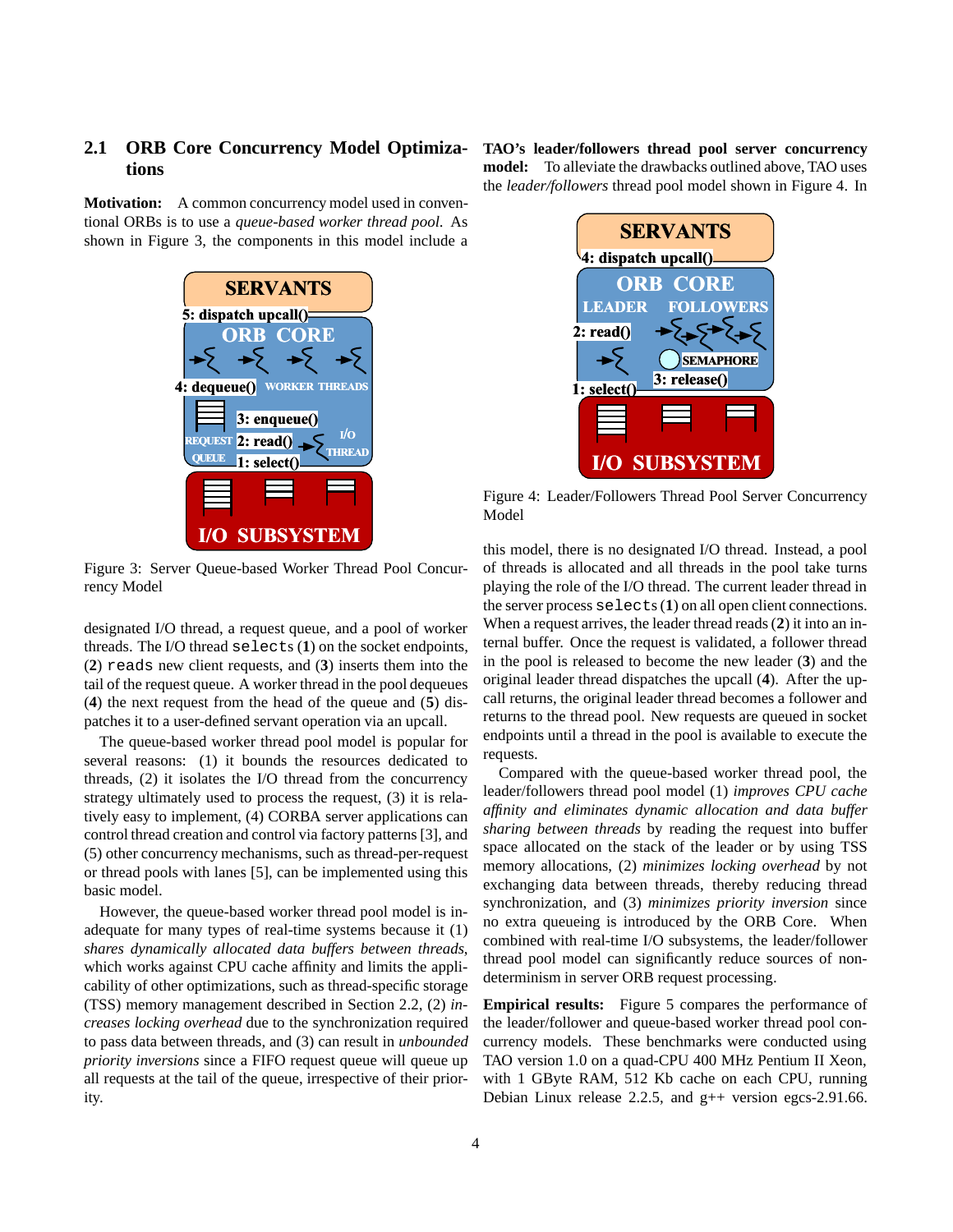### 2.1 ORB Core Concurrency Model Optimizations

**Motivation:** A common concurrency model used in conventional ORBs is to use a *queue-based worker thread pool*. As shown in Figure 3, the components in this model include a designated I/O thread, a request queue, and a pool of worker threads. The I/O thread `selects` (**1**) on the socket endpoints, (**2**) `reads` new client requests, and (**3**) inserts them into the tail of the request queue. A worker thread in the pool dequeues (**4**) the next request from the head of the queue and (**5**) dispatches it to a user-defined servant operation via an upcall.

Figure 3: Server Queue-based Worker Thread Pool Concurrency Model

The queue-based worker thread pool model is popular for several reasons: (1) it bounds the resources dedicated to threads, (2) it isolates the I/O thread from the concurrency strategy ultimately used to process the request, (3) it is relatively easy to implement, (4) CORBA server applications can control thread creation and control via factory patterns [3], and (5) other concurrency mechanisms, such as thread-per-request or thread pools with lanes [5], can be implemented using this basic model.

However, the queue-based worker thread pool model is inadequate for many types of real-time systems because it (1) *shares dynamically allocated data buffers between threads*, which works against CPU cache affinity and limits the applicability of other optimizations, such as thread-specific storage (TSS) memory management described in Section 2.2, (2) *increases locking overhead* due to the synchronization required to pass data between threads, and (3) can result in *unbounded priority inversions* since a FIFO request queue will queue up all requests at the tail of the queue, irrespective of their priority.

**TAO's leader/followers thread pool server concurrency model:** To alleviate the drawbacks outlined above, TAO uses the *leader/followers* thread pool model shown in Figure 4. In this model, there is no designated I/O thread. Instead, a pool of threads is allocated and all threads in the pool take turns playing the role of the I/O thread. The current leader thread in the server process `selects` (**1**) on all open client connections. When a request arrives, the leader thread reads (**2**) it into an internal buffer. Once the request is validated, a follower thread in the pool is released to become the new leader (**3**) and the original leader thread dispatches the upcall (**4**). After the upcall returns, the original leader thread becomes a follower and returns to the thread pool. New requests are queued in socket endpoints until a thread in the pool is available to execute the requests.

Figure 4: Leader/Followers Thread Pool Server Concurrency Model

Compared with the queue-based worker thread pool, the leader/followers thread pool model (1) *improves CPU cache affinity and eliminates dynamic allocation and data buffer sharing between threads* by reading the request into buffer space allocated on the stack of the leader or by using TSS memory allocations, (2) *minimizes locking overhead* by not exchanging data between threads, thereby reducing thread synchronization, and (3) *minimizes priority inversion* since no extra queueing is introduced by the ORB Core. When combined with real-time I/O subsystems, the leader/follower thread pool model can significantly reduce sources of non-determinism in server ORB request processing.

**Empirical results:** Figure 5 compares the performance of the leader/follower and queue-based worker thread pool concurrency models. These benchmarks were conducted using TAO version 1.0 on a quad-CPU 400 MHz Pentium II Xeon, with 1 GByte RAM, 512 Kb cache on each CPU, running Debian Linux release 2.2.5, and g++ version egcs-2.91.66.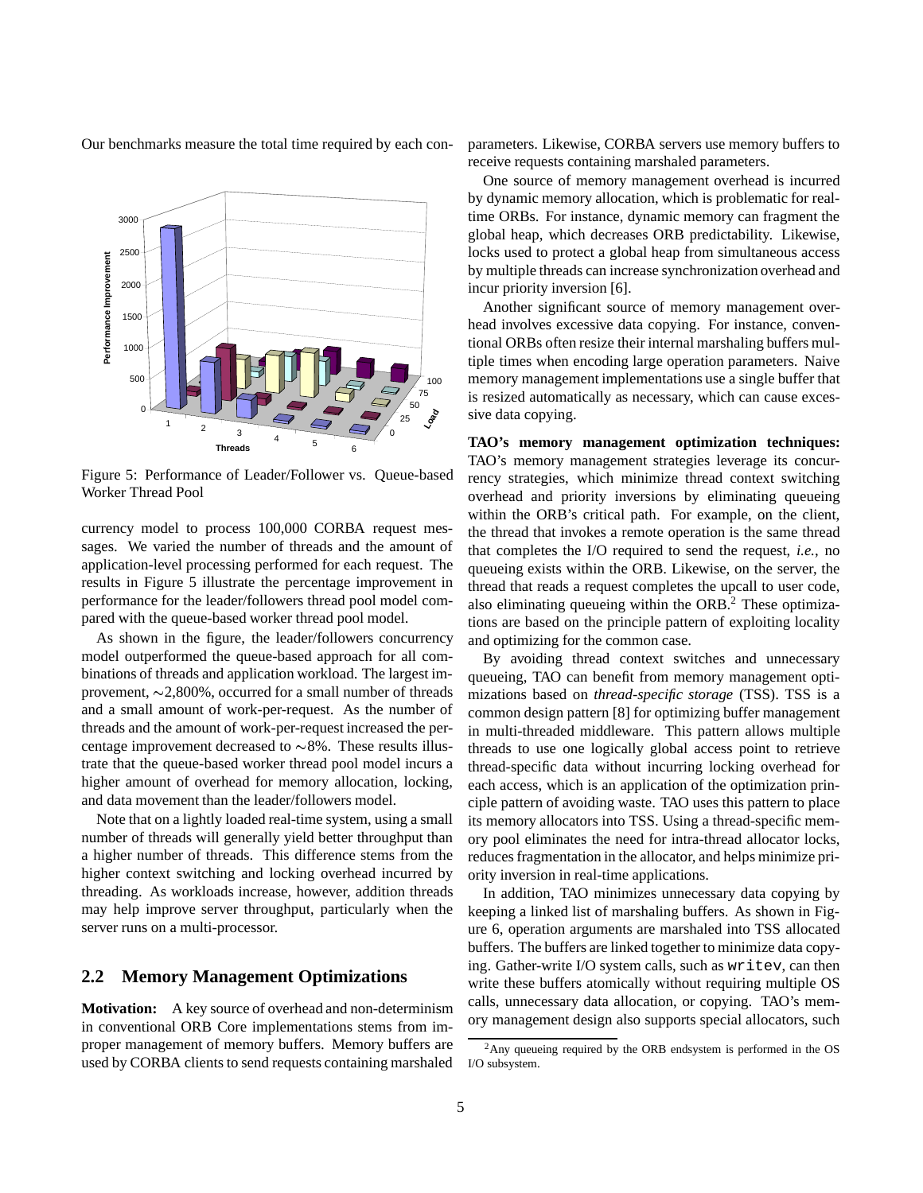Our benchmarks measure the total time required by each concurrency model to process 100,000 CORBA request messages. We varied the number of threads and the amount of application-level processing performed for each request. The results in Figure 5 illustrate the percentage improvement in performance for the leader/followers thread pool model compared with the queue-based worker thread pool model.

Figure 5: Performance of Leader/Follower vs. Queue-based Worker Thread Pool

As shown in the figure, the leader/followers concurrency model outperformed the queue-based approach for all combinations of threads and application workload. The largest improvement, ∼2,800%, occurred for a small number of threads and a small amount of work-per-request. As the number of threads and the amount of work-per-request increased the percentage improvement decreased to ∼8%. These results illustrate that the queue-based worker thread pool model incurs a higher amount of overhead for memory allocation, locking, and data movement than the leaders/followers model.

Note that on a lightly loaded real-time system, using a small number of threads will generally yield better throughput than a higher number of threads. This difference stems from the higher context switching and locking overhead incurred by threading. As workloads increase, however, addition threads may help improve server throughput, particularly when the server runs on a multi-processor.

## 2.2 Memory Management Optimizations

**Motivation:** A key source of overhead and non-determinism in conventional ORB Core implementations stems from improper management of memory buffers. Memory buffers are used by CORBA clients to send requests containing marshaled parameters. Likewise, CORBA servers use memory buffers to receive requests containing marshaled parameters.

One source of memory management overhead is incurred by dynamic memory allocation, which is problematic for real-time ORBs. For instance, dynamic memory can fragment the global heap, which decreases ORB predictability. Likewise, locks used to protect a global heap from simultaneous access by multiple threads can increase synchronization overhead and incur priority inversion [6].

Another significant source of memory management overhead involves excessive data copying. For instance, conventional ORBs often resize their internal marshaling buffers multiple times when encoding large operation parameters. Naive memory management implementations use a single buffer that is resized automatically as necessary, which can cause excessive data copying.

**TAO's memory management optimization techniques:** TAO's memory management strategies leverage its concurrency strategies, which minimize thread context switching overhead and priority inversions by eliminating queueing within the ORB's critical path. For example, on the client, the thread that invokes a remote operation is the same thread that completes the I/O required to send the request, *i.e.*, no queueing exists within the ORB. Likewise, on the server, the thread that reads a request completes the upcall to user code, also eliminating queueing within the ORB.[2] These optimizations are based on the principle pattern of exploiting locality and optimizing for the common case.

By avoiding thread context switches and unnecessary queueing, TAO can benefit from memory management optimizations based on *thread-specific storage* (TSS). TSS is a common design pattern [8] for optimizing buffer management in multi-threaded middleware. This pattern allows multiple threads to use one logically global access point to retrieve thread-specific data without incurring locking overhead for each access, which is an application of the optimization principle pattern of avoiding waste. TAO uses this pattern to place its memory allocators into TSS. Using a thread-specific memory pool eliminates the need for intra-thread allocator locks, reduces fragmentation in the allocator, and helps minimize priority inversion in real-time applications.

In addition, TAO minimizes unnecessary data copying by keeping a linked list of marshaling buffers. As shown in Figure 6, operation arguments are marshaled into TSS allocated buffers. The buffers are linked together to minimize data copying. Gather-write I/O system calls, such as `writev`, can then write these buffers atomically without requiring multiple OS calls, unnecessary data allocation, or copying. TAO's memory management design also supports special allocators, such

[2] Any queueing required by the ORB endsystem is performed in the OS I/O subsystem.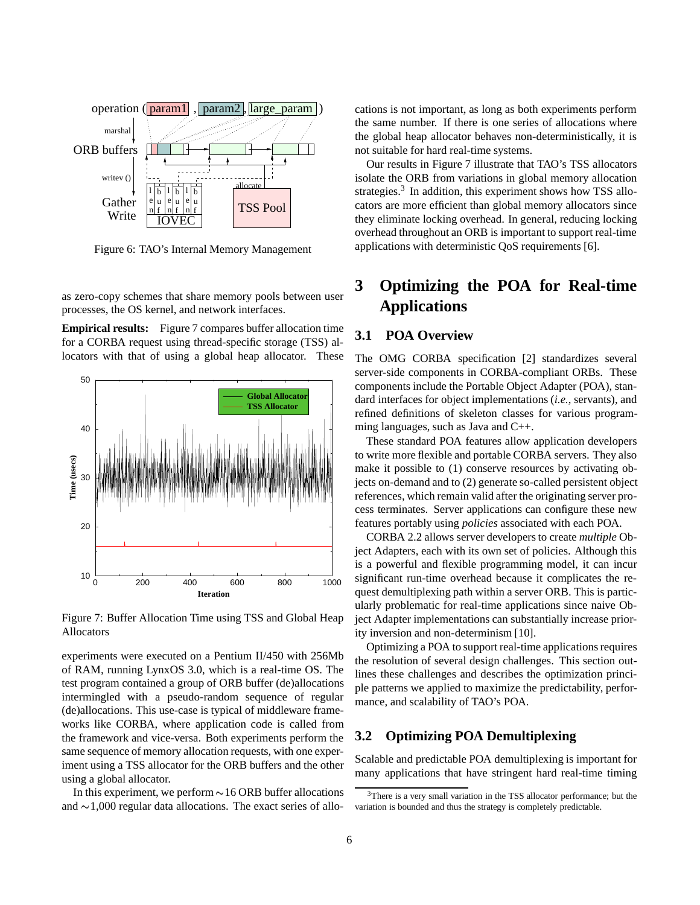Figure 6: TAO's Internal Memory Management

as zero-copy schemes that share memory pools between user processes, the OS kernel, and network interfaces.

**Empirical results:** Figure 7 compares buffer allocation time for a CORBA request using thread-specific storage (TSS) allocators with that of using a global heap allocator. These experiments were executed on a Pentium II/450 with 256Mb of RAM, running LynxOS 3.0, which is a real-time OS. The test program contained a group of ORB buffer (de)allocations intermingled with a pseudo-random sequence of regular (de)allocations. This use-case is typical of middleware frameworks like CORBA, where application code is called from the framework and vice-versa. Both experiments perform the same sequence of memory allocation requests, with one experiment using a TSS allocator for the ORB buffers and the other using a global allocator.

Figure 7: Buffer Allocation Time using TSS and Global Heap Allocators

In this experiment, we perform ~16 ORB buffer allocations and ~1,000 regular data allocations. The exact series of allocations is not important, as long as both experiments perform the same number. If there is one series of allocations where the global heap allocator behaves non-deterministically, it is not suitable for hard real-time systems.

Our results in Figure 7 illustrate that TAO's TSS allocators isolate the ORB from variations in global memory allocation strategies.[3] In addition, this experiment shows how TSS allocators are more efficient than global memory allocators since they eliminate locking overhead. In general, reducing locking overhead throughout an ORB is important to support real-time applications with deterministic QoS requirements [6].

# 3 Optimizing the POA for Real-time Applications

## 3.1 POA Overview

The OMG CORBA specification [2] standardizes several server-side components in CORBA-compliant ORBs. These components include the Portable Object Adapter (POA), standard interfaces for object implementations (*i.e.*, servants), and refined definitions of skeleton classes for various programming languages, such as Java and C++.

These standard POA features allow application developers to write more flexible and portable CORBA servers. They also make it possible to (1) conserve resources by activating objects on-demand and to (2) generate so-called persistent object references, which remain valid after the originating process terminates. Server applications can configure these new features portably using *policies* associated with each POA.

CORBA 2.2 allows server developers to create *multiple* Object Adapters, each with its own set of policies. Although this is a powerful and flexible programming model, it can incur significant run-time overhead because it complicates the request demultiplexing path within a server ORB. This is particularly problematic for real-time applications since naive Object Adapter implementations can substantially increase priority inversion and non-determinism [10].

Optimizing a POA to support real-time applications requires the resolution of several design challenges. This section outlines these challenges and describes the optimization principle patterns we applied to maximize the predictability, performance, and scalability of TAO's POA.

## 3.2 Optimizing POA Demultiplexing

Scalable and predictable POA demultiplexing is important for many applications that have stringent hard real-time timing

[3] There is a very small variation in the TSS allocator performance; but the variation is bounded and thus the strategy is completely predictable.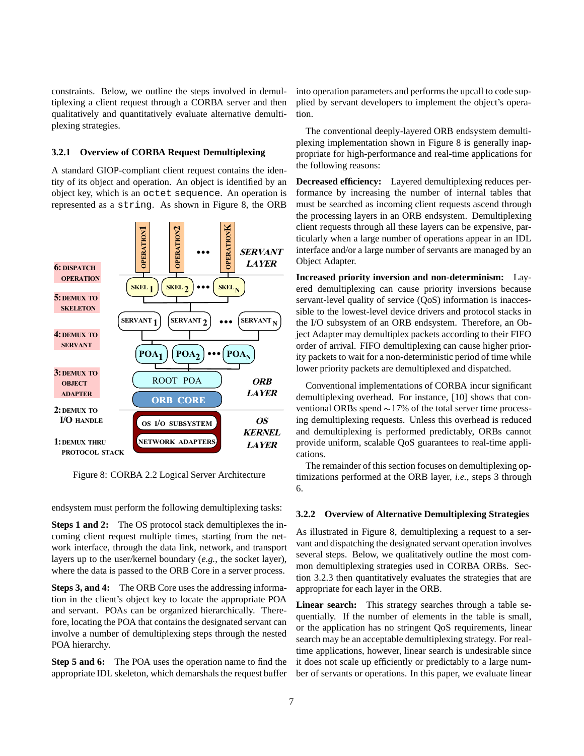constraints. Below, we outline the steps involved in demultiplexing a client request through a CORBA server and then qualitatively and quantitatively evaluate alternative demultiplexing strategies.

### 3.2.1 Overview of CORBA Request Demultiplexing

A standard GIOP-compliant client request contains the identity of its object and operation. An object is identified by an object key, which is an `octet sequence`. An operation is represented as a `string`. As shown in Figure 8, the ORB endsystem must perform the following demultiplexing tasks:

6: DISPATCH OPERATION
5: DEMUX TO SKELETON
4: DEMUX TO SERVANT
3: DEMUX TO OBJECT ADAPTER
2: DEMUX TO I/O HANDLE
1: DEMUX THRU PROTOCOL STACK
OPERATION1 OPERATION2 ... OPERATIONK
SERVANT LAYER
SKEL 1 SKEL 2 ... SKEL N
SERVANT 1 SERVANT 2 ... SERVANT N
POA1 POA2 ... POAN
ROOT POA
ORB CORE
ORB LAYER
OS I/O SUBSYSTEM
NETWORK ADAPTERS
OS KERNEL LAYER

Figure 8: CORBA 2.2 Logical Server Architecture

**Steps 1 and 2:** The OS protocol stack demultiplexes the incoming client request multiple times, starting from the network interface, through the data link, network, and transport layers up to the user/kernel boundary (*e.g.*, the socket layer), where the data is passed to the ORB Core in a server process.

**Steps 3, and 4:** The ORB Core uses the addressing information in the client's object key to locate the appropriate POA and servant. POAs can be organized hierarchically. Therefore, locating the POA that contains the designated servant can involve a number of demultiplexing steps through the nested POA hierarchy.

**Step 5 and 6:** The POA uses the operation name to find the appropriate IDL skeleton, which demarshals the request buffer into operation parameters and performs the upcall to code supplied by servant developers to implement the object's operation.

The conventional deeply-layered ORB endsystem demultiplexing implementation shown in Figure 8 is generally inappropriate for high-performance and real-time applications for the following reasons:

**Decreased efficiency:** Layered demultiplexing reduces performance by increasing the number of internal tables that must be searched as incoming client requests ascend through the processing layers in an ORB endsystem. Demultiplexing client requests through all these layers can be expensive, particularly when a large number of operations appear in an IDL interface and/or a large number of servants are managed by an Object Adapter.

**Increased priority inversion and non-determinism:** Layered demultiplexing can cause priority inversions because servant-level quality of service (QoS) information is inaccessible to the lowest-level device drivers and protocol stacks in the I/O subsystem of an ORB endsystem. Therefore, an Object Adapter may demultiplex packets according to their FIFO order of arrival. FIFO demultiplexing can cause higher priority packets to wait for a non-deterministic period of time while lower priority packets are demultiplexed and dispatched.

Conventional implementations of CORBA incur significant demultiplexing overhead. For instance, [10] shows that conventional ORBs spend $\sim$17% of the total server time processing demultiplexing requests. Unless this overhead is reduced and demultiplexing is performed predictably, ORBs cannot provide uniform, scalable QoS guarantees to real-time applications.

The remainder of this section focuses on demultiplexing optimizations performed at the ORB layer, *i.e.*, steps 3 through 6.

### 3.2.2 Overview of Alternative Demultiplexing Strategies

As illustrated in Figure 8, demultiplexing a request to a servant and dispatching the designated servant operation involves several steps. Below, we qualitatively outline the most common demultiplexing strategies used in CORBA ORBs. Section 3.2.3 then quantitatively evaluates the strategies that are appropriate for each layer in the ORB.

**Linear search:** This strategy searches through a table sequentially. If the number of elements in the table is small, or the application has no stringent QoS requirements, linear search may be an acceptable demultiplexing strategy. For real-time applications, however, linear search is undesirable since it does not scale up efficiently or predictably to a large number of servants or operations. In this paper, we evaluate linear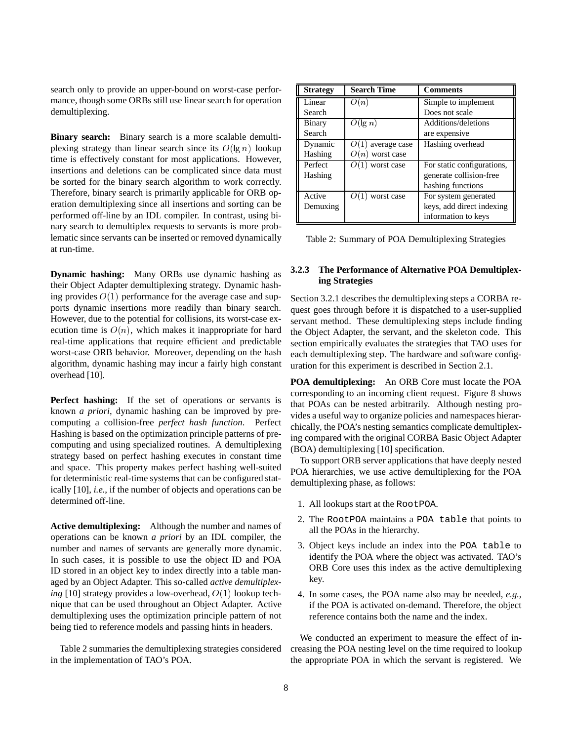search only to provide an upper-bound on worst-case performance, though some ORBs still use linear search for operation demultiplexing.

**Binary search:** Binary search is a more scalable demultiplexing strategy than linear search since its $O(\lg n)$ lookup time is effectively constant for most applications. However, insertions and deletions can be complicated since data must be sorted for the binary search algorithm to work correctly. Therefore, binary search is primarily applicable for ORB operation demultiplexing since all insertions and sorting can be performed off-line by an IDL compiler. In contrast, using binary search to demultiplex requests to servants is more problematic since servants can be inserted or removed dynamically at run-time.

**Dynamic hashing:** Many ORBs use dynamic hashing as their Object Adapter demultiplexing strategy. Dynamic hashing provides $O(1)$ performance for the average case and supports dynamic insertions more readily than binary search. However, due to the potential for collisions, its worst-case execution time is $O(n)$, which makes it inappropriate for hard real-time applications that require efficient and predictable worst-case ORB behavior. Moreover, depending on the hash algorithm, dynamic hashing may incur a fairly high constant overhead [10].

**Perfect hashing:** If the set of operations or servants is known *a priori*, dynamic hashing can be improved by pre-computing a collision-free *perfect hash function*. Perfect Hashing is based on the optimization principle patterns of precomputing and using specialized routines. A demultiplexing strategy based on perfect hashing executes in constant time and space. This property makes perfect hashing well-suited for deterministic real-time systems that can be configured statically [10], *i.e.*, if the number of objects and operations can be determined off-line.

**Active demultiplexing:** Although the number and names of operations can be known *a priori* by an IDL compiler, the number and names of servants are generally more dynamic. In such cases, it is possible to use the object ID and POA ID stored in an object key to index directly into a table managed by an Object Adapter. This so-called *active demultiplexing* [10] strategy provides a low-overhead, $O(1)$ lookup technique that can be used throughout an Object Adapter. Active demultiplexing uses the optimization principle pattern of not being tied to reference models and passing hints in headers.

Table 2 summaries the demultiplexing strategies considered in the implementation of TAO's POA.

| Strategy | Search Time | Comments |
|---|---|---|
| Linear Search | $O(n)$ | Simple to implement Does not scale |
| Binary Search | $O(\lg n)$ | Additions/deletions are expensive |
| Dynamic Hashing | $O(1)$ average case $O(n)$ worst case | Hashing overhead |
| Perfect Hashing | $O(1)$ worst case | For static configurations, generate collision-free hashing functions |
| Active Demuxing | $O(1)$ worst case | For system generated keys, add direct indexing information to keys |

Table 2: Summary of POA Demultiplexing Strategies

#### 3.2.3 The Performance of Alternative POA Demultiplexing Strategies

Section 3.2.1 describes the demultiplexing steps a CORBA request goes through before it is dispatched to a user-supplied servant method. These demultiplexing steps include finding the Object Adapter, the servant, and the skeleton code. This section empirically evaluates the strategies that TAO uses for each demultiplexing step. The hardware and software configuration for this experiment is described in Section 2.1.

**POA demultiplexing:** An ORB Core must locate the POA corresponding to an incoming client request. Figure 8 shows that POAs can be nested arbitrarily. Although nesting provides a useful way to organize policies and namespaces hierarchically, the POA's nesting semantics complicate demultiplexing compared with the original CORBA Basic Object Adapter (BOA) demultiplexing [10] specification.

To support ORB server applications that have deeply nested POA hierarchies, we use active demultiplexing for the POA demultiplexing phase, as follows:

1. All lookups start at the `RootPOA`.
2. The `RootPOA` maintains a `POA table` that points to all the POAs in the hierarchy.
3. Object keys include an index into the `POA table` to identify the POA where the object was activated. TAO's ORB Core uses this index as the active demultiplexing key.
4. In some cases, the POA name also may be needed, *e.g.*, if the POA is activated on-demand. Therefore, the object reference contains both the name and the index.

We conducted an experiment to measure the effect of increasing the POA nesting level on the time required to lookup the appropriate POA in which the servant is registered. We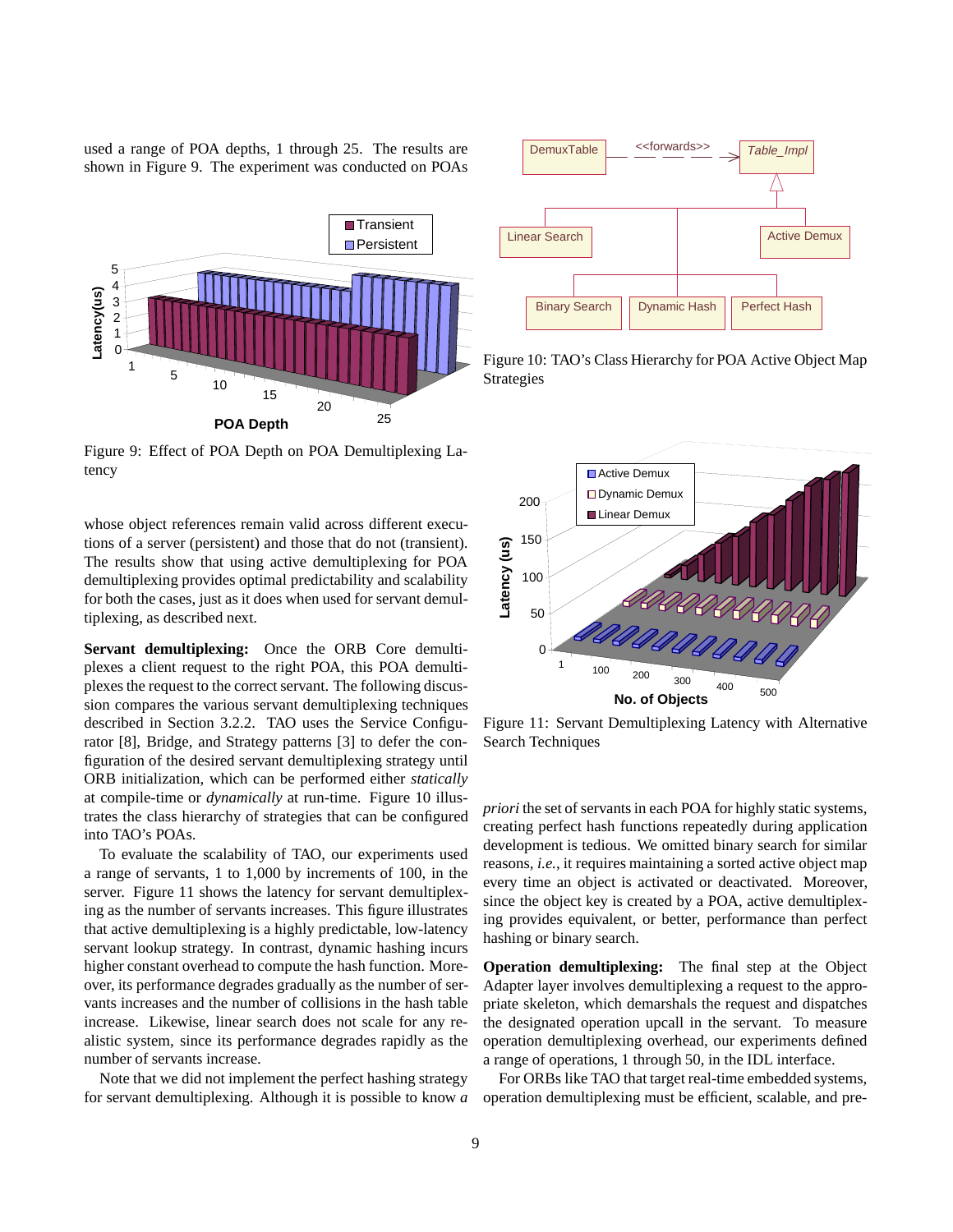used a range of POA depths, 1 through 25. The results are shown in Figure 9. The experiment was conducted on POAs

Figure 9: Effect of POA Depth on POA Demultiplexing Latency

whose object references remain valid across different executions of a server (persistent) and those that do not (transient). The results show that using active demultiplexing for POA demultiplexing provides optimal predictability and scalability for both the cases, just as it does when used for servant demultiplexing, as described next.

**Servant demultiplexing:** Once the ORB Core demultiplexes a client request to the right POA, this POA demultiplexes the request to the correct servant. The following discussion compares the various servant demultiplexing techniques described in Section 3.2.2. TAO uses the Service Configurator [8], Bridge, and Strategy patterns [3] to defer the configuration of the desired servant demultiplexing strategy until ORB initialization, which can be performed either *statically* at compile-time or *dynamically* at run-time. Figure 10 illustrates the class hierarchy of strategies that can be configured into TAO's POAs.

To evaluate the scalability of TAO, our experiments used a range of servants, 1 to 1,000 by increments of 100, in the server. Figure 11 shows the latency for servant demultiplexing as the number of servants increases. This figure illustrates that active demultiplexing is a highly predictable, low-latency servant lookup strategy. In contrast, dynamic hashing incurs higher constant overhead to compute the hash function. Moreover, its performance degrades gradually as the number of servants increases and the number of collisions in the hash table increase. Likewise, linear search does not scale for any realistic system, since its performance degrades rapidly as the number of servants increase.

Note that we did not implement the perfect hashing strategy for servant demultiplexing. Although it is possible to know *a priori* the set of servants in each POA for highly static systems, creating perfect hash functions repeatedly during application development is tedious. We omitted binary search for similar reasons, *i.e.*, it requires maintaining a sorted active object map every time an object is activated or deactivated. Moreover, since the object key is created by a POA, active demultiplexing provides equivalent, or better, performance than perfect hashing or binary search.

Figure 10: TAO's Class Hierarchy for POA Active Object Map Strategies

Figure 11: Servant Demultiplexing Latency with Alternative Search Techniques

**Operation demultiplexing:** The final step at the Object Adapter layer involves demultiplexing a request to the appropriate skeleton, which demarshals the request and dispatches the designated operation upcall in the servant. To measure operation demultiplexing overhead, our experiments defined a range of operations, 1 through 50, in the IDL interface.

For ORBs like TAO that target real-time embedded systems, operation demultiplexing must be efficient, scalable, and pre-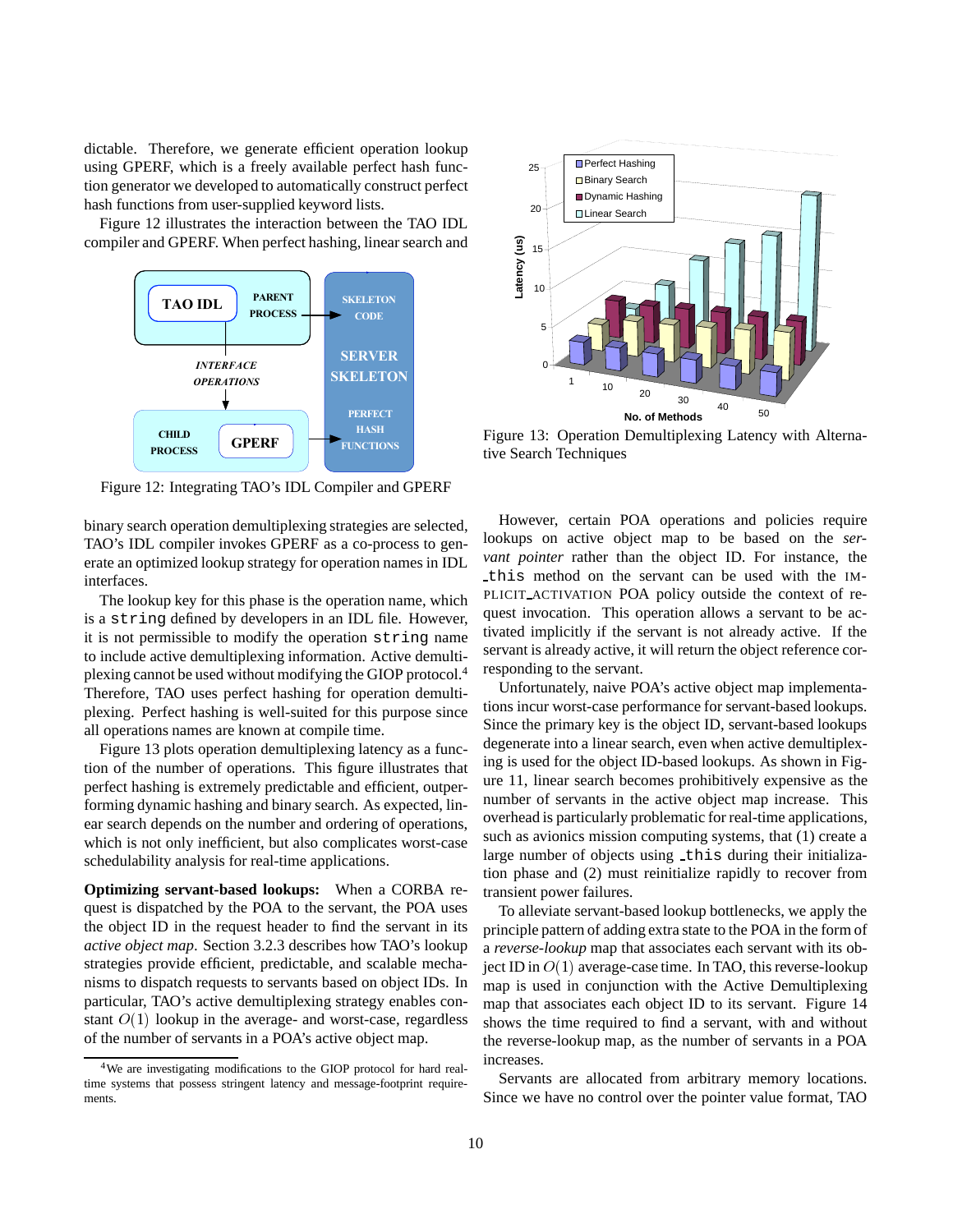dictable. Therefore, we generate efficient operation lookup using GPERF, which is a freely available perfect hash function generator we developed to automatically construct perfect hash functions from user-supplied keyword lists.

Figure 12 illustrates the interaction between the TAO IDL compiler and GPERF. When perfect hashing, linear search and binary search operation demultiplexing strategies are selected, TAO's IDL compiler invokes GPERF as a co-process to generate an optimized lookup strategy for operation names in IDL interfaces.

Figure 12: Integrating TAO's IDL Compiler and GPERF

The lookup key for this phase is the operation name, which is a `string` defined by developers in an IDL file. However, it is not permissible to modify the operation `string` name to include active demultiplexing information. Active demultiplexing cannot be used without modifying the GIOP protocol.[4] Therefore, TAO uses perfect hashing for operation demultiplexing. Perfect hashing is well-suited for this purpose since all operations names are known at compile time.

Figure 13 plots operation demultiplexing latency as a function of the number of operations. This figure illustrates that perfect hashing is extremely predictable and efficient, outperforming dynamic hashing and binary search. As expected, linear search depends on the number and ordering of operations, which is not only inefficient, but also complicates worst-case schedulability analysis for real-time applications.

**Optimizing servant-based lookups:** When a CORBA request is dispatched by the POA to the servant, the POA uses the object ID in the request header to find the servant in its *active object map*. Section 3.2.3 describes how TAO's lookup strategies provide efficient, predictable, and scalable mechanisms to dispatch requests to servants based on object IDs. In particular, TAO's active demultiplexing strategy enables constant $O(1)$ lookup in the average- and worst-case, regardless of the number of servants in a POA's active object map.

[4] We are investigating modifications to the GIOP protocol for hard real-time systems that possess stringent latency and message-footprint requirements.

Figure 13: Operation Demultiplexing Latency with Alternative Search Techniques

However, certain POA operations and policies require lookups on active object map to be based on the *servant pointer* rather than the object ID. For instance, the `_this` method on the servant can be used with the IMPLICIT_ACTIVATION POA policy outside the context of request invocation. This operation allows a servant to be activated implicitly if the servant is not already active. If the servant is already active, it will return the object reference corresponding to the servant.

Unfortunately, naive POA's active object map implementations incur worst-case performance for servant-based lookups. Since the primary key is the object ID, servant-based lookups degenerate into a linear search, even when active demultiplexing is used for the object ID-based lookups. As shown in Figure 11, linear search becomes prohibitively expensive as the number of servants in the active object map increase. This overhead is particularly problematic for real-time applications, such as avionics mission computing systems, that (1) create a large number of objects using `_this` during their initialization phase and (2) must reinitialize rapidly to recover from transient power failures.

To alleviate servant-based lookup bottlenecks, we apply the principle pattern of adding extra state to the POA in the form of a *reverse-lookup* map that associates each servant with its object ID in $O(1)$ average-case time. In TAO, this reverse-lookup map is used in conjunction with the Active Demultiplexing map that associates each object ID to its servant. Figure 14 shows the time required to find a servant, with and without the reverse-lookup map, as the number of servants in a POA increases.

Servants are allocated from arbitrary memory locations. Since we have no control over the pointer value format, TAO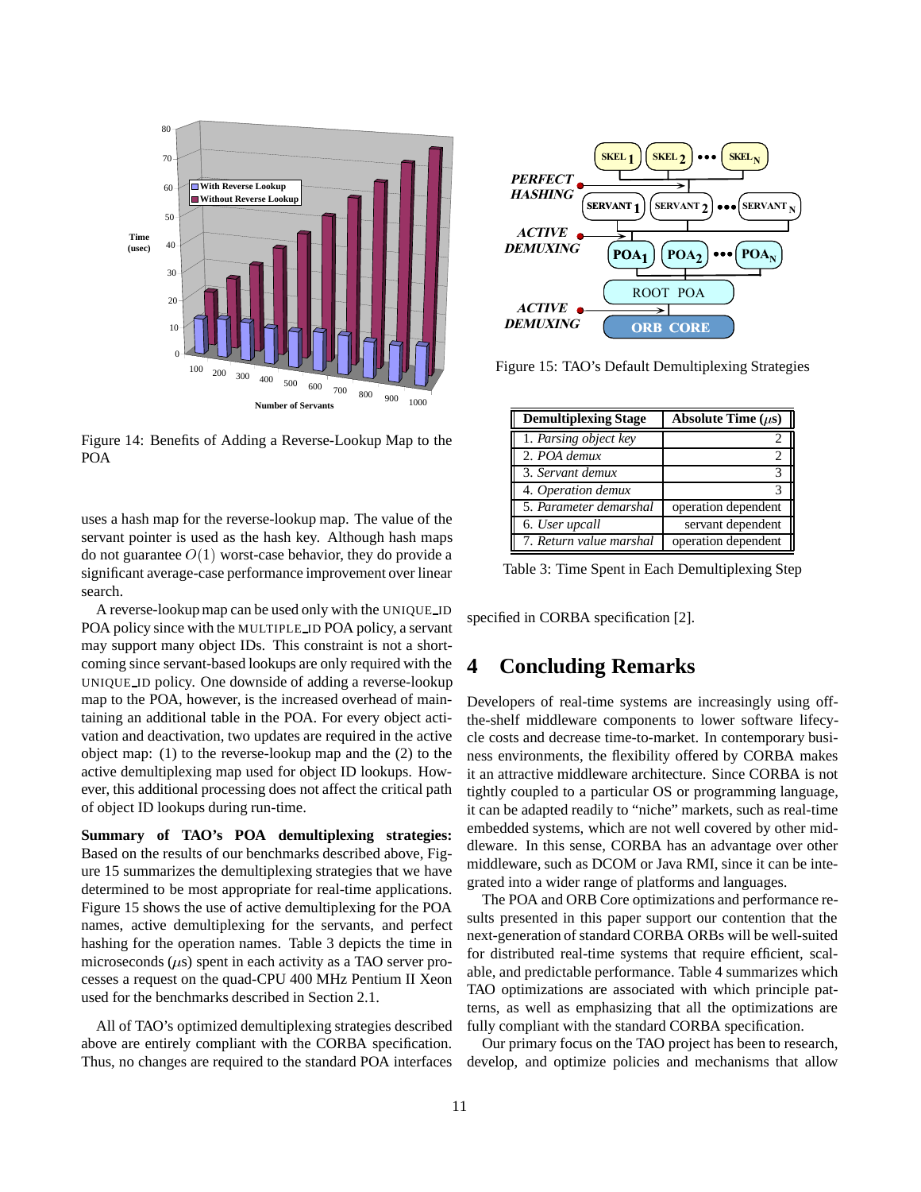Figure 14: Benefits of Adding a Reverse-Lookup Map to the POA

uses a hash map for the reverse-lookup map. The value of the servant pointer is used as the hash key. Although hash maps do not guarantee $O(1)$ worst-case behavior, they do provide a significant average-case performance improvement over linear search.

A reverse-lookup map can be used only with the UNIQUE_ID POA policy since with the MULTIPLE_ID POA policy, a servant may support many object IDs. This constraint is not a shortcoming since servant-based lookups are only required with the UNIQUE_ID policy. One downside of adding a reverse-lookup map to the POA, however, is the increased overhead of maintaining an additional table in the POA. For every object activation and deactivation, two updates are required in the active object map: (1) to the reverse-lookup map and the (2) to the active demultiplexing map used for object ID lookups. However, this additional processing does not affect the critical path of object ID lookups during run-time.

**Summary of TAO's POA demultiplexing strategies:** Based on the results of our benchmarks described above, Figure 15 summarizes the demultiplexing strategies that we have determined to be most appropriate for real-time applications. Figure 15 shows the use of active demultiplexing for the POA names, active demultiplexing for the servants, and perfect hashing for the operation names. Table 3 depicts the time in microseconds ($\mu$s) spent in each activity as a TAO server processes a request on the quad-CPU 400 MHz Pentium II Xeon used for the benchmarks described in Section 2.1.

All of TAO's optimized demultiplexing strategies described above are entirely compliant with the CORBA specification. Thus, no changes are required to the standard POA interfaces specified in CORBA specification [2].

Figure 15: TAO's Default Demultiplexing Strategies

| Demultiplexing Stage | Absolute Time ($\mu$s) |
|---|---|
| 1. *Parsing object key* | 2 |
| 2. *POA demux* | 2 |
| 3. *Servant demux* | 3 |
| 4. *Operation demux* | 3 |
| 5. *Parameter demarshal* | operation dependent |
| 6. *User upcall* | servant dependent |
| 7. *Return value marshal* | operation dependent |

Table 3: Time Spent in Each Demultiplexing Step

# 4 Concluding Remarks

Developers of real-time systems are increasingly using off-the-shelf middleware components to lower software lifecycle costs and decrease time-to-market. In contemporary business environments, the flexibility offered by CORBA makes it an attractive middleware architecture. Since CORBA is not tightly coupled to a particular OS or programming language, it can be adapted readily to "niche" markets, such as real-time embedded systems, which are not well covered by other middleware. In this sense, CORBA has an advantage over other middleware, such as DCOM or Java RMI, since it can be integrated into a wider range of platforms and languages.

The POA and ORB Core optimizations and performance results presented in this paper support our contention that the next-generation of standard CORBA ORBs will be well-suited for distributed real-time systems that require efficient, scalable, and predictable performance. Table 4 summarizes which TAO optimizations are associated with which principle patterns, as well as emphasizing that all the optimizations are fully compliant with the standard CORBA specification.

Our primary focus on the TAO project has been to research, develop, and optimize policies and mechanisms that allow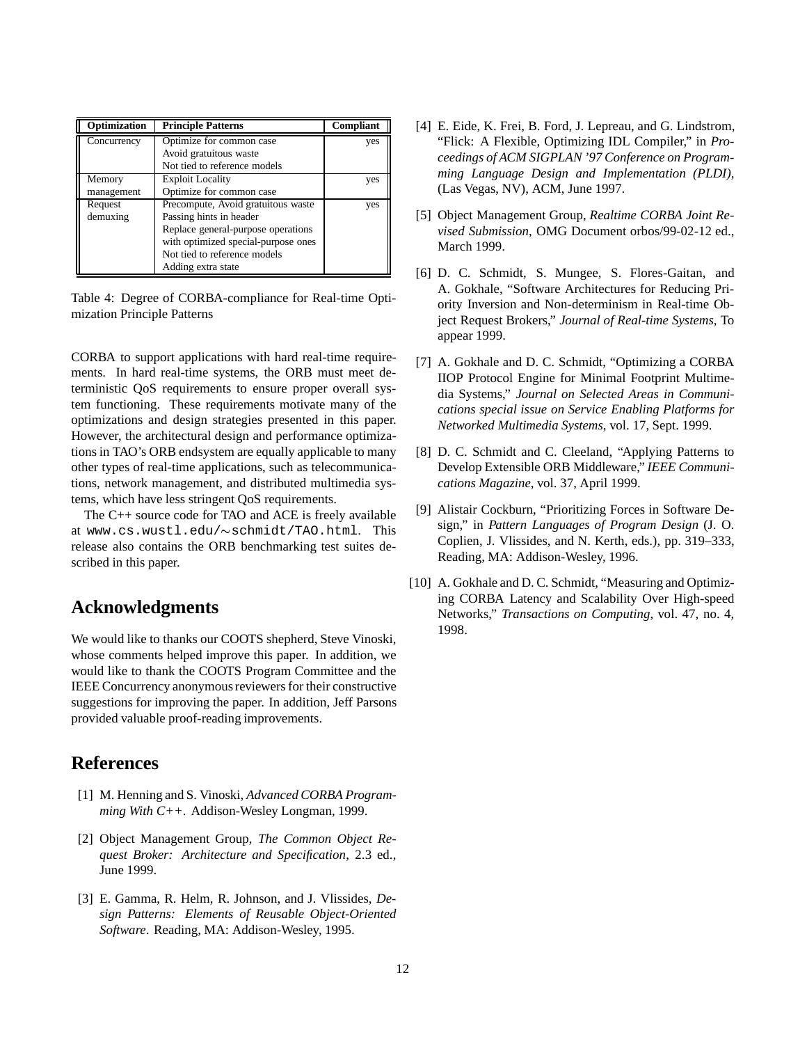| Optimization | Principle Patterns | Compliant |
|---|---|---|
| Concurrency | Optimize for common case<br>Avoid gratuitous waste<br>Not tied to reference models | yes |
| Memory management | Exploit Locality<br>Optimize for common case | yes |
| Request demuxing | Precompute, Avoid gratuitous waste<br>Passing hints in header<br>Replace general-purpose operations with optimized special-purpose ones<br>Not tied to reference models<br>Adding extra state | yes |

Table 4: Degree of CORBA-compliance for Real-time Optimization Principle Patterns

CORBA to support applications with hard real-time requirements. In hard real-time systems, the ORB must meet deterministic QoS requirements to ensure proper overall system functioning. These requirements motivate many of the optimizations and design strategies presented in this paper. However, the architectural design and performance optimizations in TAO's ORB endsystem are equally applicable to many other types of real-time applications, such as telecommunications, network management, and distributed multimedia systems, which have less stringent QoS requirements.

The C++ source code for TAO and ACE is freely available at `www.cs.wustl.edu/~schmidt/TAO.html`. This release also contains the ORB benchmarking test suites described in this paper.

## Acknowledgments

We would like to thanks our COOTS shepherd, Steve Vinoski, whose comments helped improve this paper. In addition, we would like to thank the COOTS Program Committee and the IEEE Concurrency anonymous reviewers for their constructive suggestions for improving the paper. In addition, Jeff Parsons provided valuable proof-reading improvements.

## References

[1] M. Henning and S. Vinoski, *Advanced CORBA Programming With C++*. Addison-Wesley Longman, 1999.

[2] Object Management Group, *The Common Object Request Broker: Architecture and Specification*, 2.3 ed., June 1999.

[3] E. Gamma, R. Helm, R. Johnson, and J. Vlissides, *Design Patterns: Elements of Reusable Object-Oriented Software*. Reading, MA: Addison-Wesley, 1995.

[4] E. Eide, K. Frei, B. Ford, J. Lepreau, and G. Lindstrom, "Flick: A Flexible, Optimizing IDL Compiler," in *Proceedings of ACM SIGPLAN '97 Conference on Programming Language Design and Implementation (PLDI)*, (Las Vegas, NV), ACM, June 1997.

[5] Object Management Group, *Realtime CORBA Joint Revised Submission*, OMG Document orbos/99-02-12 ed., March 1999.

[6] D. C. Schmidt, S. Mungee, S. Flores-Gaitan, and A. Gokhale, "Software Architectures for Reducing Priority Inversion and Non-determinism in Real-time Object Request Brokers," *Journal of Real-time Systems*, To appear 1999.

[7] A. Gokhale and D. C. Schmidt, "Optimizing a CORBA IIOP Protocol Engine for Minimal Footprint Multimedia Systems," *Journal on Selected Areas in Communications special issue on Service Enabling Platforms for Networked Multimedia Systems*, vol. 17, Sept. 1999.

[8] D. C. Schmidt and C. Cleeland, "Applying Patterns to Develop Extensible ORB Middleware," *IEEE Communications Magazine*, vol. 37, April 1999.

[9] Alistair Cockburn, "Prioritizing Forces in Software Design," in *Pattern Languages of Program Design* (J. O. Coplien, J. Vlissides, and N. Kerth, eds.), pp. 319–333, Reading, MA: Addison-Wesley, 1996.

[10] A. Gokhale and D. C. Schmidt, "Measuring and Optimizing CORBA Latency and Scalability Over High-speed Networks," *Transactions on Computing*, vol. 47, no. 4, 1998.